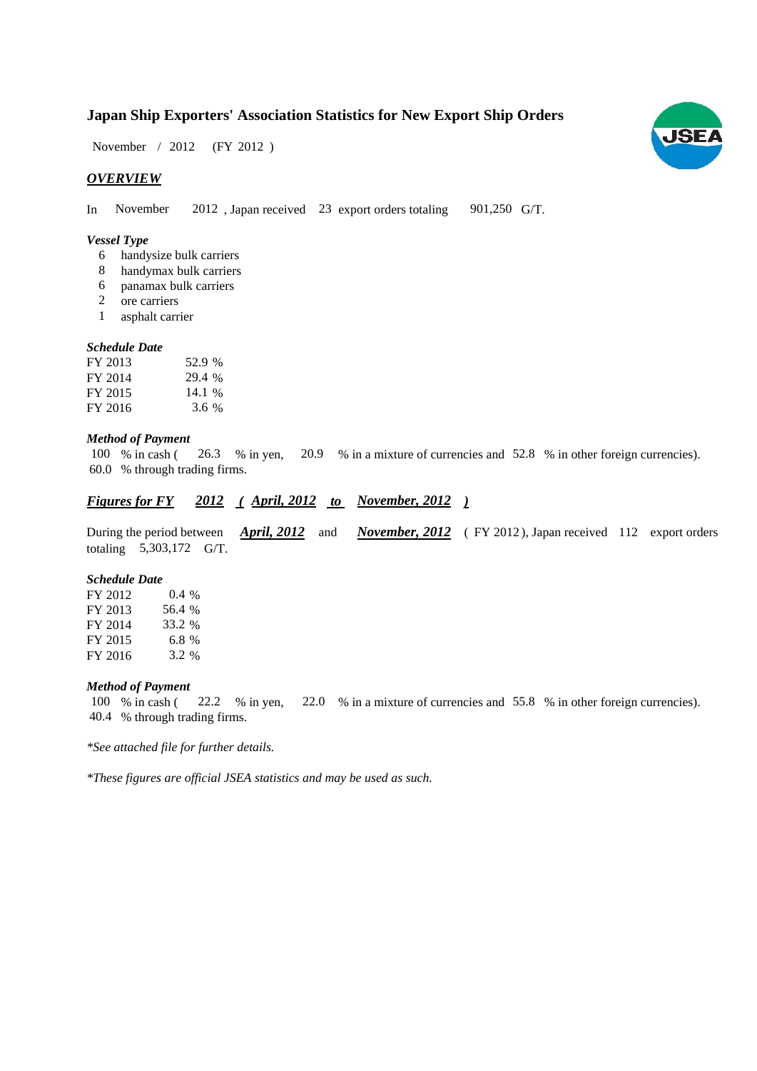# Japan Ship Exporters' Association Statistics for New Export Ship Orders

November / 2012 (FY 2012 )

## *OVERVIEW*

In November 2012 , Japan received 23 export orders totaling 901,250 G/T.

### *Vessel Type*

- 6 handysize bulk carriers
- 8 handymax bulk carriers
- 6 panamax bulk carriers
- 2 ore carriers
- 1 asphalt carrier

### *Schedule Date*

| | |
|---|---|
| FY 2013 | 52.9 % |
| FY 2014 | 29.4 % |
| FY 2015 | 14.1 % |
| FY 2016 | 3.6 % |

### *Method of Payment*

100 % in cash ( 26.3 % in yen, 20.9 % in a mixture of currencies and 52.8 % in other foreign currencies).
60.0 % through trading firms.

## *Figures for FY 2012 ( April, 2012 to November, 2012 )*

During the period between ***April, 2012*** and ***November, 2012*** ( FY 2012 ), Japan received 112 export orders totaling 5,303,172 G/T.

### *Schedule Date*

| | |
|---|---|
| FY 2012 | 0.4 % |
| FY 2013 | 56.4 % |
| FY 2014 | 33.2 % |
| FY 2015 | 6.8 % |
| FY 2016 | 3.2 % |

### *Method of Payment*

100 % in cash ( 22.2 % in yen, 22.0 % in a mixture of currencies and 55.8 % in other foreign currencies).
40.4 % through trading firms.

*\*See attached file for further details.*

*\*These figures are official JSEA statistics and may be used as such.*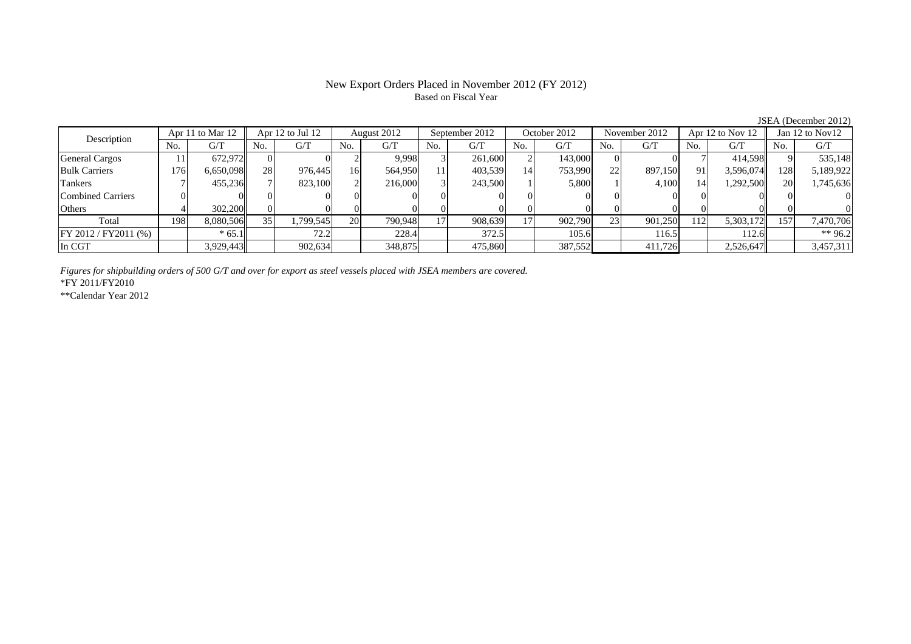# New Export Orders Placed in November 2012 (FY 2012)

Based on Fiscal Year

JSEA (December 2012)

| Description | Apr 11 to Mar 12 | | Apr 12 to Jul 12 | | August 2012 | | September 2012 | | October 2012 | | November 2012 | | Apr 12 to Nov 12 | | Jan 12 to Nov12 | |
|---|---|---|---|---|---|---|---|---|---|---|---|---|---|---|---|---|
| | No. | G/T | No. | G/T | No. | G/T | No. | G/T | No. | G/T | No. | G/T | No. | G/T | No. | G/T |
| General Cargos | 11 | 672,972 | 0 | 0 | 2 | 9,998 | 3 | 261,600 | 2 | 143,000 | 0 | 0 | 7 | 414,598 | 9 | 535,148 |
| Bulk Carriers | 176 | 6,650,098 | 28 | 976,445 | 16 | 564,950 | 11 | 403,539 | 14 | 753,990 | 22 | 897,150 | 91 | 3,596,074 | 128 | 5,189,922 |
| Tankers | 7 | 455,236 | 7 | 823,100 | 2 | 216,000 | 3 | 243,500 | 1 | 5,800 | 1 | 4,100 | 14 | 1,292,500 | 20 | 1,745,636 |
| Combined Carriers | 0 | 0 | 0 | 0 | 0 | 0 | 0 | 0 | 0 | 0 | 0 | 0 | 0 | 0 | 0 | 0 |
| Others | 4 | 302,200 | 0 | 0 | 0 | 0 | 0 | 0 | 0 | 0 | 0 | 0 | 0 | 0 | 0 | 0 |
| Total | 198 | 8,080,506 | 35 | 1,799,545 | 20 | 790,948 | 17 | 908,639 | 17 | 902,790 | 23 | 901,250 | 112 | 5,303,172 | 157 | 7,470,706 |
| FY 2012 / FY2011 (%) | | * 65.1 | | 72.2 | | 228.4 | | 372.5 | | 105.6 | | 116.5 | | 112.6 | | ** 96.2 |
| In CGT | | 3,929,443 | | 902,634 | | 348,875 | | 475,860 | | 387,552 | | 411,726 | | 2,526,647 | | 3,457,311 |

*Figures for shipbuilding orders of 500 G/T and over for export as steel vessels placed with JSEA members are covered.*

*FY 2011/FY2010

**Calendar Year 2012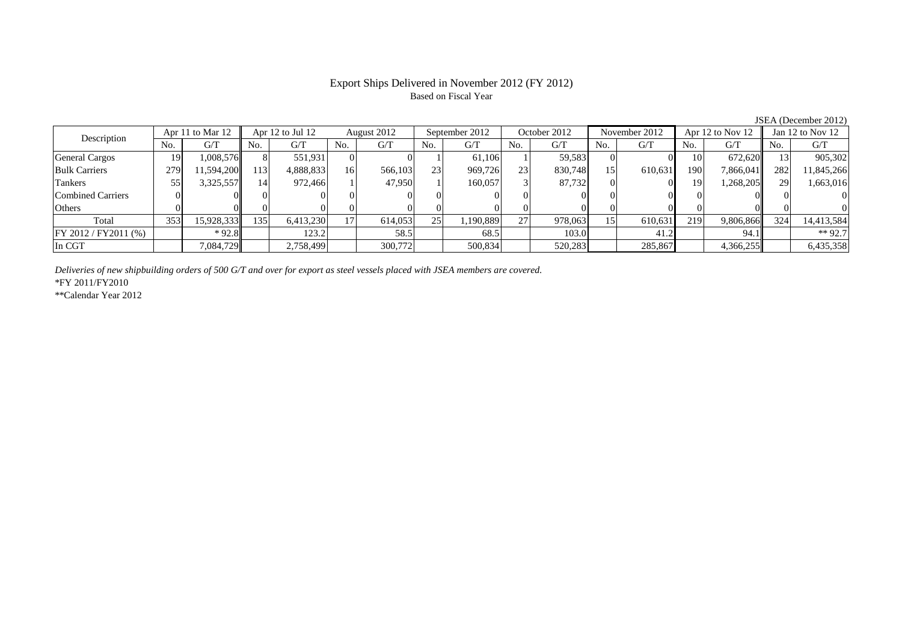# Export Ships Delivered in November 2012 (FY 2012)

Based on Fiscal Year

JSEA (December 2012)

| Description | Apr 11 to Mar 12 | | Apr 12 to Jul 12 | | August 2012 | | September 2012 | | October 2012 | | November 2012 | | Apr 12 to Nov 12 | | Jan 12 to Nov 12 | |
|---|---|---|---|---|---|---|---|---|---|---|---|---|---|---|---|---|
| | No. | G/T | No. | G/T | No. | G/T | No. | G/T | No. | G/T | No. | G/T | No. | G/T | No. | G/T |
| General Cargos | 19 | 1,008,576 | 8 | 551,931 | 0 | 0 | 1 | 61,106 | 1 | 59,583 | 0 | 0 | 10 | 672,620 | 13 | 905,302 |
| Bulk Carriers | 279 | 11,594,200 | 113 | 4,888,833 | 16 | 566,103 | 23 | 969,726 | 23 | 830,748 | 15 | 610,631 | 190 | 7,866,041 | 282 | 11,845,266 |
| Tankers | 55 | 3,325,557 | 14 | 972,466 | 1 | 47,950 | 1 | 160,057 | 3 | 87,732 | 0 | 0 | 19 | 1,268,205 | 29 | 1,663,016 |
| Combined Carriers | 0 | 0 | 0 | 0 | 0 | 0 | 0 | 0 | 0 | 0 | 0 | 0 | 0 | 0 | 0 | 0 |
| Others | 0 | 0 | 0 | 0 | 0 | 0 | 0 | 0 | 0 | 0 | 0 | 0 | 0 | 0 | 0 | 0 |
| Total | 353 | 15,928,333 | 135 | 6,413,230 | 17 | 614,053 | 25 | 1,190,889 | 27 | 978,063 | 15 | 610,631 | 219 | 9,806,866 | 324 | 14,413,584 |
| FY 2012 / FY2011 (%) | | * 92.8 | | 123.2 | | 58.5 | | 68.5 | | 103.0 | | 41.2 | | 94.1 | | ** 92.7 |
| In CGT | | 7,084,729 | | 2,758,499 | | 300,772 | | 500,834 | | 520,283 | | 285,867 | | 4,366,255 | | 6,435,358 |

*Deliveries of new shipbuilding orders of 500 G/T and over for export as steel vessels placed with JSEA members are covered.*

*FY 2011/FY2010

**Calendar Year 2012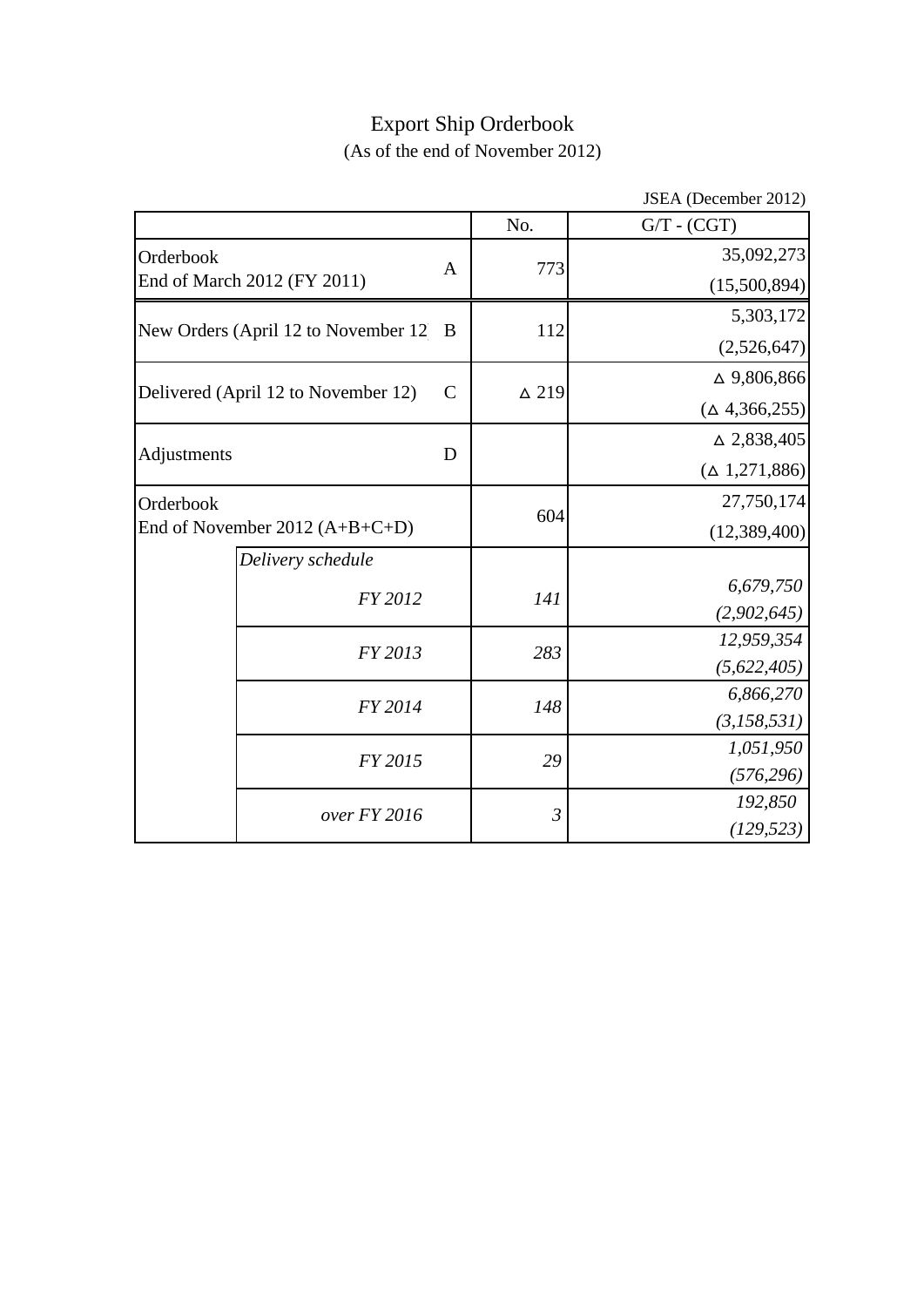# Export Ship Orderbook

(As of the end of November 2012)

JSEA (December 2012)

| | | | No. | G/T - (CGT) |
|---|---|---|---|---|
| Orderbook<br>End of March 2012 (FY 2011) | | A | 773 | 35,092,273<br>(15,500,894) |
| New Orders (April 12 to November 12 | | B | 112 | 5,303,172<br>(2,526,647) |
| Delivered (April 12 to November 12) | | C | ⊿ 219 | ⊿ 9,806,866<br>(⊿ 4,366,255) |
| Adjustments | | D | | ⊿ 2,838,405<br>(⊿ 1,271,886) |
| Orderbook<br>End of November 2012 (A+B+C+D) | | | 604 | 27,750,174<br>(12,389,400) |
| | *Delivery schedule* | | | |
| | *FY 2012* | | *141* | *6,679,750*<br>*(2,902,645)* |
| | *FY 2013* | | *283* | *12,959,354*<br>*(5,622,405)* |
| | *FY 2014* | | *148* | *6,866,270*<br>*(3,158,531)* |
| | *FY 2015* | | *29* | *1,051,950*<br>*(576,296)* |
| | *over FY 2016* | | *3* | *192,850*<br>*(129,523)* |